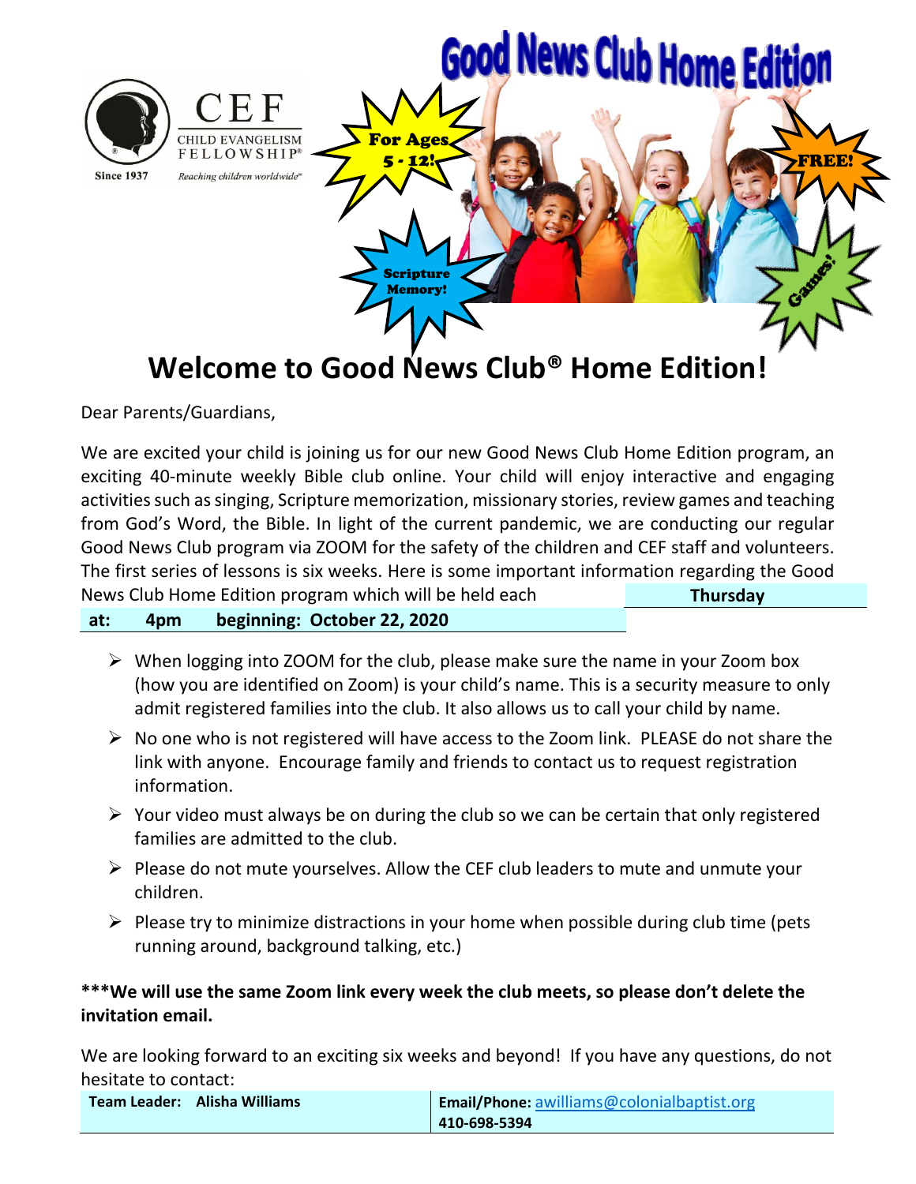CEF
CHILD EVANGELISM FELLOWSHIP®
Since 1937
*Reaching children worldwide*

# Good News Club Home Edition

For Ages 5 - 12!

FREE!

Scripture Memory!

Games!

## Welcome to Good News Club® Home Edition!

Dear Parents/Guardians,

We are excited your child is joining us for our new Good News Club Home Edition program, an exciting 40-minute weekly Bible club online. Your child will enjoy interactive and engaging activities such as singing, Scripture memorization, missionary stories, review games and teaching from God's Word, the Bible. In light of the current pandemic, we are conducting our regular Good News Club program via ZOOM for the safety of the children and CEF staff and volunteers. The first series of lessons is six weeks. Here is some important information regarding the Good News Club Home Edition program which will be held each **Thursday**

**at: 4pm beginning: October 22, 2020**

- When logging into ZOOM for the club, please make sure the name in your Zoom box (how you are identified on Zoom) is your child's name. This is a security measure to only admit registered families into the club. It also allows us to call your child by name.
- No one who is not registered will have access to the Zoom link. PLEASE do not share the link with anyone. Encourage family and friends to contact us to request registration information.
- Your video must always be on during the club so we can be certain that only registered families are admitted to the club.
- Please do not mute yourselves. Allow the CEF club leaders to mute and unmute your children.
- Please try to minimize distractions in your home when possible during club time (pets running around, background talking, etc.)

**\*\*\*We will use the same Zoom link every week the club meets, so please don't delete the invitation email.**

We are looking forward to an exciting six weeks and beyond! If you have any questions, do not hesitate to contact:

| **Team Leader: Alisha Williams** | **Email/Phone:** awilliams@colonialbaptist.org **410-698-5394** |
|---|---|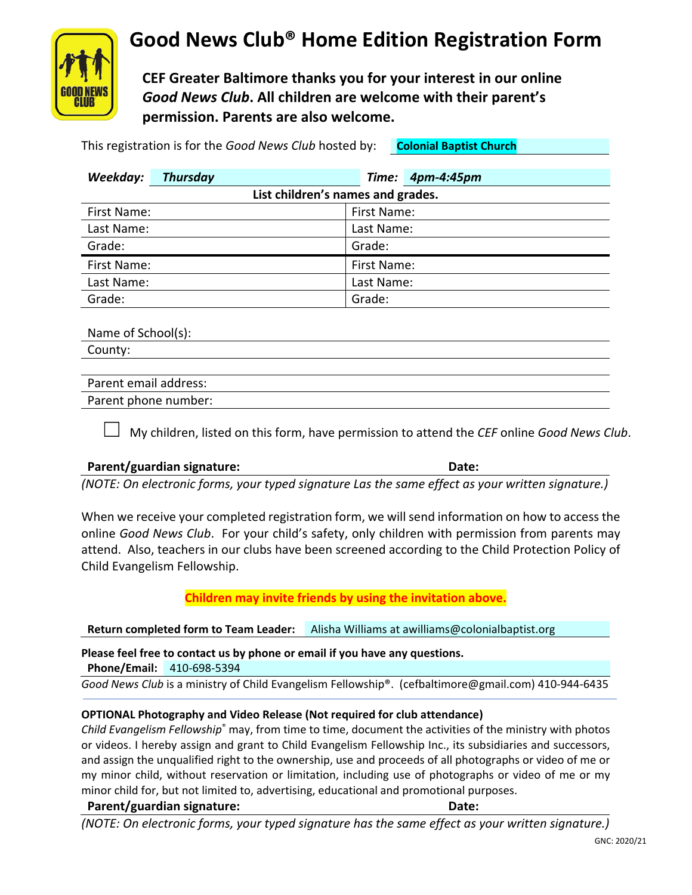# Good News Club® Home Edition Registration Form

**CEF Greater Baltimore thanks you for your interest in our online *Good News Club*. All children are welcome with their parent's permission. Parents are also welcome.**

This registration is for the *Good News Club* hosted by: **Colonial Baptist Church**

***Weekday:*** ***Thursday*** ***Time:*** ***4pm-4:45pm***

**List children's names and grades.**

| | |
|---|---|
| First Name: | First Name: |
| Last Name: | Last Name: |
| Grade: | Grade: |
| First Name: | First Name: |
| Last Name: | Last Name: |
| Grade: | Grade: |

Name of School(s):

County:

Parent email address:

Parent phone number:

☐ My children, listed on this form, have permission to attend the *CEF* online *Good News Club*.

**Parent/guardian signature:** **Date:**

*(NOTE: On electronic forms, your typed signature Las the same effect as your written signature.)*

When we receive your completed registration form, we will send information on how to access the online *Good News Club*. For your child's safety, only children with permission from parents may attend. Also, teachers in our clubs have been screened according to the Child Protection Policy of Child Evangelism Fellowship.

**Children may invite friends by using the invitation above.**

**Return completed form to Team Leader:** Alisha Williams at awilliams@colonialbaptist.org

**Please feel free to contact us by phone or email if you have any questions.**

**Phone/Email:** 410-698-5394

*Good News Club* is a ministry of Child Evangelism Fellowship®. (cefbaltimore@gmail.com) 410-944-6435

**OPTIONAL Photography and Video Release (Not required for club attendance)**

*Child Evangelism Fellowship*® may, from time to time, document the activities of the ministry with photos or videos. I hereby assign and grant to Child Evangelism Fellowship Inc., its subsidiaries and successors, and assign the unqualified right to the ownership, use and proceeds of all photographs or video of me or my minor child, without reservation or limitation, including use of photographs or video of me or my minor child for, but not limited to, advertising, educational and promotional purposes.

**Parent/guardian signature:** **Date:**

*(NOTE: On electronic forms, your typed signature has the same effect as your written signature.)*

GNC: 2020/21